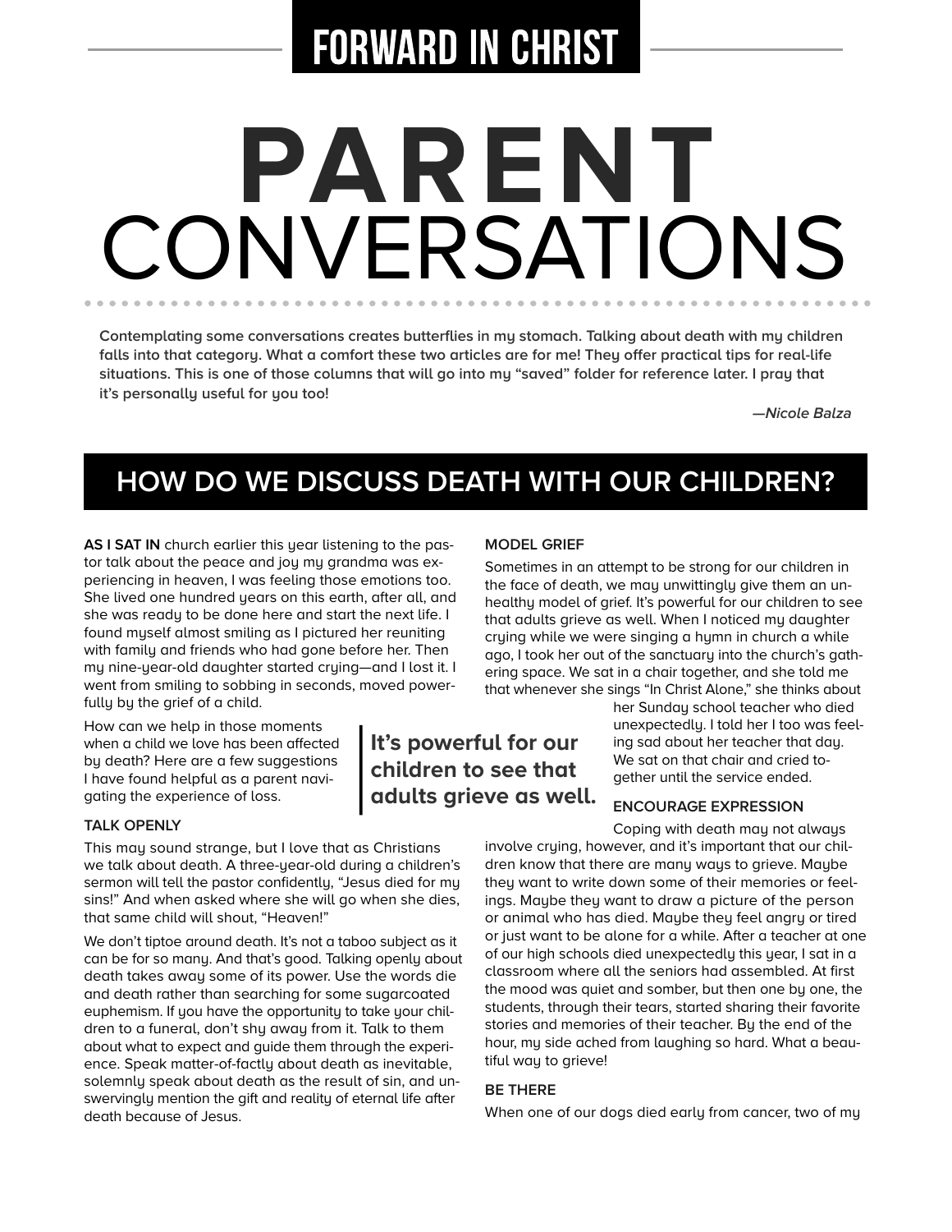# FORWARD IN CHRIST

# PARENT CONVERSATIONS

**Contemplating some conversations creates butterflies in my stomach. Talking about death with my children falls into that category. What a comfort these two articles are for me! They offer practical tips for real-life situations. This is one of those columns that will go into my "saved" folder for reference later. I pray that it's personally useful for you too!**

***—Nicole Balza***

## HOW DO WE DISCUSS DEATH WITH OUR CHILDREN?

**AS I SAT IN** church earlier this year listening to the pastor talk about the peace and joy my grandma was experiencing in heaven, I was feeling those emotions too. She lived one hundred years on this earth, after all, and she was ready to be done here and start the next life. I found myself almost smiling as I pictured her reuniting with family and friends who had gone before her. Then my nine-year-old daughter started crying—and I lost it. I went from smiling to sobbing in seconds, moved powerfully by the grief of a child.

How can we help in those moments when a child we love has been affected by death? Here are a few suggestions I have found helpful as a parent navigating the experience of loss.

### TALK OPENLY

This may sound strange, but I love that as Christians we talk about death. A three-year-old during a children's sermon will tell the pastor confidently, "Jesus died for my sins!" And when asked where she will go when she dies, that same child will shout, "Heaven!"

We don't tiptoe around death. It's not a taboo subject as it can be for so many. And that's good. Talking openly about death takes away some of its power. Use the words die and death rather than searching for some sugarcoated euphemism. If you have the opportunity to take your children to a funeral, don't shy away from it. Talk to them about what to expect and guide them through the experience. Speak matter-of-factly about death as inevitable, solemnly speak about death as the result of sin, and unswervingly mention the gift and reality of eternal life after death because of Jesus.

### MODEL GRIEF

Sometimes in an attempt to be strong for our children in the face of death, we may unwittingly give them an unhealthy model of grief. It's powerful for our children to see that adults grieve as well. When I noticed my daughter crying while we were singing a hymn in church a while ago, I took her out of the sanctuary into the church's gathering space. We sat in a chair together, and she told me that whenever she sings "In Christ Alone," she thinks about her Sunday school teacher who died unexpectedly. I told her I too was feeling sad about her teacher that day. We sat on that chair and cried together until the service ended.

**It's powerful for our children to see that adults grieve as well.**

### ENCOURAGE EXPRESSION

Coping with death may not always involve crying, however, and it's important that our children know that there are many ways to grieve. Maybe they want to write down some of their memories or feelings. Maybe they want to draw a picture of the person or animal who has died. Maybe they feel angry or tired or just want to be alone for a while. After a teacher at one of our high schools died unexpectedly this year, I sat in a classroom where all the seniors had assembled. At first the mood was quiet and somber, but then one by one, the students, through their tears, started sharing their favorite stories and memories of their teacher. By the end of the hour, my side ached from laughing so hard. What a beautiful way to grieve!

### BE THERE

When one of our dogs died early from cancer, two of my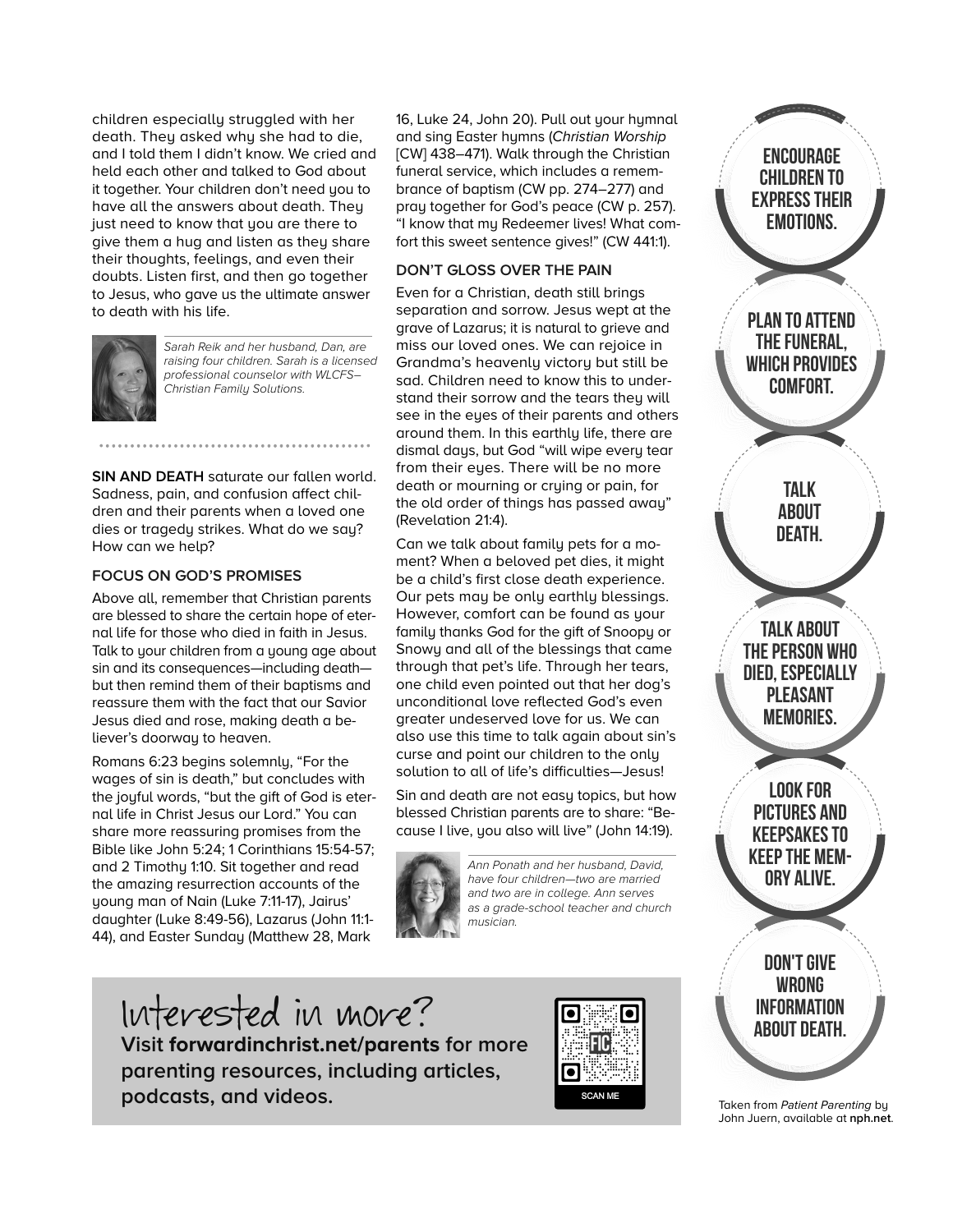children especially struggled with her death. They asked why she had to die, and I told them I didn't know. We cried and held each other and talked to God about it together. Your children don't need you to have all the answers about death. They just need to know that you are there to give them a hug and listen as they share their thoughts, feelings, and even their doubts. Listen first, and then go together to Jesus, who gave us the ultimate answer to death with his life.

*Sarah Reik and her husband, Dan, are raising four children. Sarah is a licensed professional counselor with WLCFS–Christian Family Solutions.*

---

**SIN AND DEATH** saturate our fallen world. Sadness, pain, and confusion affect children and their parents when a loved one dies or tragedy strikes. What do we say? How can we help?

### FOCUS ON GOD'S PROMISES

Above all, remember that Christian parents are blessed to share the certain hope of eternal life for those who died in faith in Jesus. Talk to your children from a young age about sin and its consequences—including death—but then remind them of their baptisms and reassure them with the fact that our Savior Jesus died and rose, making death a believer's doorway to heaven.

Romans 6:23 begins solemnly, "For the wages of sin is death," but concludes with the joyful words, "but the gift of God is eternal life in Christ Jesus our Lord." You can share more reassuring promises from the Bible like John 5:24; 1 Corinthians 15:54-57; and 2 Timothy 1:10. Sit together and read the amazing resurrection accounts of the young man of Nain (Luke 7:11-17), Jairus' daughter (Luke 8:49-56), Lazarus (John 11:1-44), and Easter Sunday (Matthew 28, Mark 16, Luke 24, John 20). Pull out your hymnal and sing Easter hymns (*Christian Worship* [CW] 438–471). Walk through the Christian funeral service, which includes a remembrance of baptism (CW pp. 274–277) and pray together for God's peace (CW p. 257). "I know that my Redeemer lives! What comfort this sweet sentence gives!" (CW 441:1).

### DON'T GLOSS OVER THE PAIN

Even for a Christian, death still brings separation and sorrow. Jesus wept at the grave of Lazarus; it is natural to grieve and miss our loved ones. We can rejoice in Grandma's heavenly victory but still be sad. Children need to know this to understand their sorrow and the tears they will see in the eyes of their parents and others around them. In this earthly life, there are dismal days, but God "will wipe every tear from their eyes. There will be no more death or mourning or crying or pain, for the old order of things has passed away" (Revelation 21:4).

Can we talk about family pets for a moment? When a beloved pet dies, it might be a child's first close death experience. Our pets may be only earthly blessings. However, comfort can be found as your family thanks God for the gift of Snoopy or Snowy and all of the blessings that came through that pet's life. Through her tears, one child even pointed out that her dog's unconditional love reflected God's even greater undeserved love for us. We can also use this time to talk again about sin's curse and point our children to the only solution to all of life's difficulties—Jesus!

Sin and death are not easy topics, but how blessed Christian parents are to share: "Because I live, you also will live" (John 14:19).

*Ann Ponath and her husband, David, have four children—two are married and two are in college. Ann serves as a grade-school teacher and church musician.*

**ENCOURAGE CHILDREN TO EXPRESS THEIR EMOTIONS.**

**PLAN TO ATTEND THE FUNERAL, WHICH PROVIDES COMFORT.**

**TALK ABOUT DEATH.**

**TALK ABOUT THE PERSON WHO DIED, ESPECIALLY PLEASANT MEMORIES.**

**LOOK FOR PICTURES AND KEEPSAKES TO KEEP THE MEMORY ALIVE.**

**DON'T GIVE WRONG INFORMATION ABOUT DEATH.**

Taken from *Patient Parenting* by John Juern, available at **nph.net**.

## Interested in more?

**Visit forwardinchrist.net/parents for more parenting resources, including articles, podcasts, and videos.**

SCAN ME